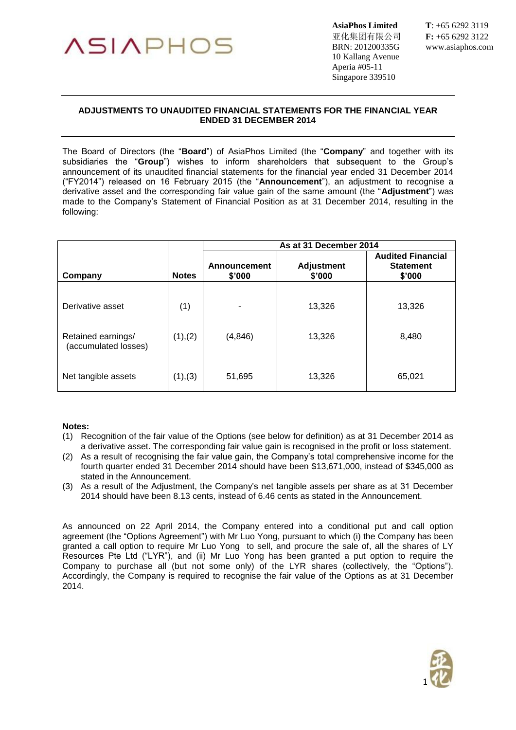ASIAPHOS

**AsiaPhos Limited**
亚化集团有限公司
BRN: 201200335G
10 Kallang Avenue
Aperia #05-11
Singapore 339510

**T**: +65 6292 3119
**F:** +65 6292 3122
www.asiaphos.com

## ADJUSTMENTS TO UNAUDITED FINANCIAL STATEMENTS FOR THE FINANCIAL YEAR ENDED 31 DECEMBER 2014

The Board of Directors (the "**Board**") of AsiaPhos Limited (the "**Company**" and together with its subsidiaries the "**Group**") wishes to inform shareholders that subsequent to the Group's announcement of its unaudited financial statements for the financial year ended 31 December 2014 ("FY2014") released on 16 February 2015 (the "**Announcement**"), an adjustment to recognise a derivative asset and the corresponding fair value gain of the same amount (the "**Adjustment**") was made to the Company's Statement of Financial Position as at 31 December 2014, resulting in the following:

| | | As at 31 December 2014 | | |
|---|---|---|---|---|
| **Company** | **Notes** | **Announcement $'000** | **Adjustment $'000** | **Audited Financial Statement $'000** |
| Derivative asset | (1) | - | 13,326 | 13,326 |
| Retained earnings/ (accumulated losses) | (1),(2) | (4,846) | 13,326 | 8,480 |
| Net tangible assets | (1),(3) | 51,695 | 13,326 | 65,021 |

**Notes:**

(1) Recognition of the fair value of the Options (see below for definition) as at 31 December 2014 as a derivative asset. The corresponding fair value gain is recognised in the profit or loss statement.

(2) As a result of recognising the fair value gain, the Company's total comprehensive income for the fourth quarter ended 31 December 2014 should have been $13,671,000, instead of $345,000 as stated in the Announcement.

(3) As a result of the Adjustment, the Company's net tangible assets per share as at 31 December 2014 should have been 8.13 cents, instead of 6.46 cents as stated in the Announcement.

As announced on 22 April 2014, the Company entered into a conditional put and call option agreement (the "Options Agreement") with Mr Luo Yong, pursuant to which (i) the Company has been granted a call option to require Mr Luo Yong to sell, and procure the sale of, all the shares of LY Resources Pte Ltd ("LYR"), and (ii) Mr Luo Yong has been granted a put option to require the Company to purchase all (but not some only) of the LYR shares (collectively, the "Options"). Accordingly, the Company is required to recognise the fair value of the Options as at 31 December 2014.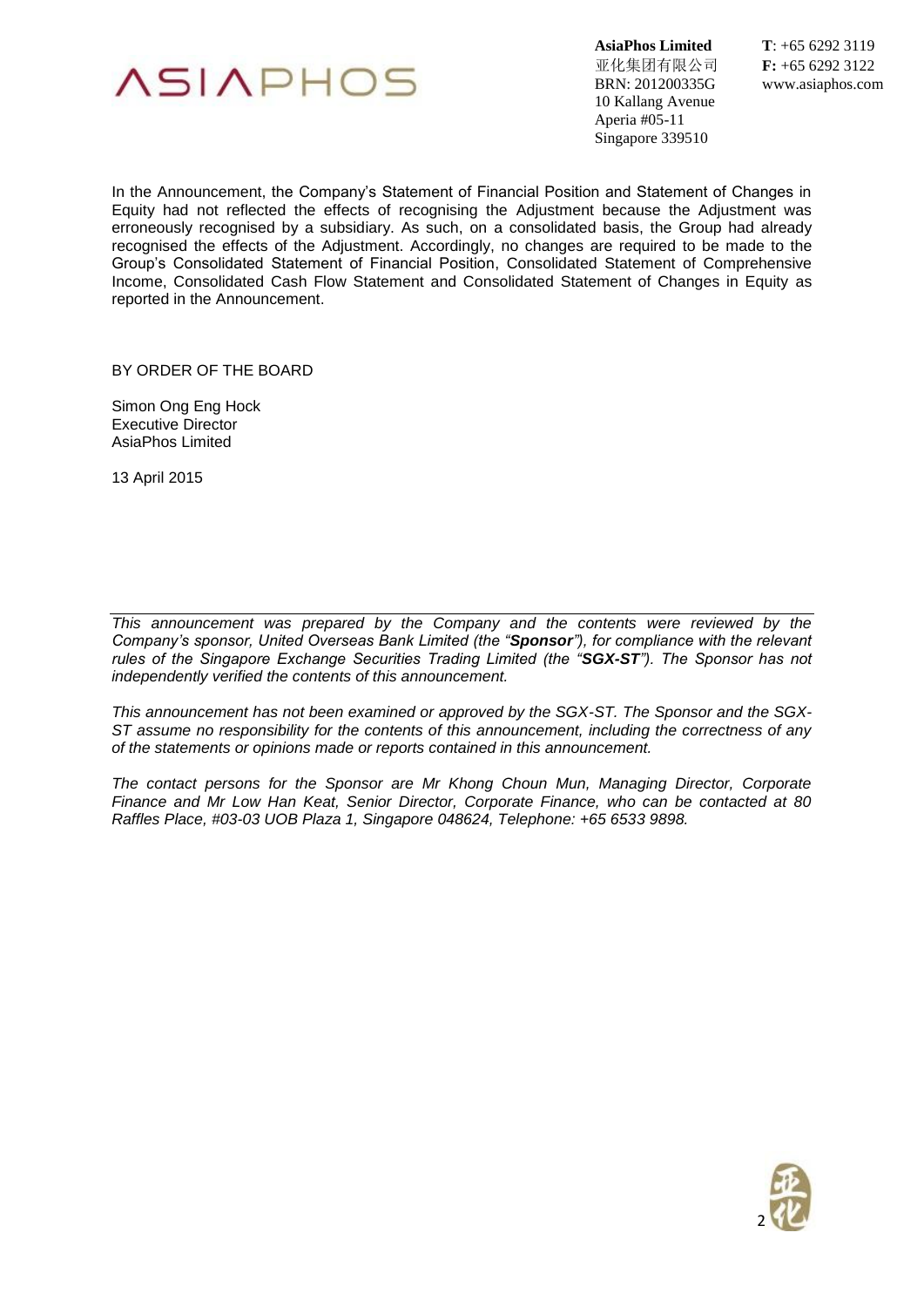**AsiaPhos Limited**
亚化集团有限公司
BRN: 201200335G
10 Kallang Avenue
Aperia #05-11
Singapore 339510

**T**: +65 6292 3119
**F:** +65 6292 3122
www.asiaphos.com

In the Announcement, the Company's Statement of Financial Position and Statement of Changes in Equity had not reflected the effects of recognising the Adjustment because the Adjustment was erroneously recognised by a subsidiary. As such, on a consolidated basis, the Group had already recognised the effects of the Adjustment. Accordingly, no changes are required to be made to the Group's Consolidated Statement of Financial Position, Consolidated Statement of Comprehensive Income, Consolidated Cash Flow Statement and Consolidated Statement of Changes in Equity as reported in the Announcement.

BY ORDER OF THE BOARD

Simon Ong Eng Hock
Executive Director
AsiaPhos Limited

13 April 2015

---

*This announcement was prepared by the Company and the contents were reviewed by the Company's sponsor, United Overseas Bank Limited (the "**Sponsor**"), for compliance with the relevant rules of the Singapore Exchange Securities Trading Limited (the "**SGX-ST**"). The Sponsor has not independently verified the contents of this announcement.*

*This announcement has not been examined or approved by the SGX-ST. The Sponsor and the SGX-ST assume no responsibility for the contents of this announcement, including the correctness of any of the statements or opinions made or reports contained in this announcement.*

*The contact persons for the Sponsor are Mr Khong Choun Mun, Managing Director, Corporate Finance and Mr Low Han Keat, Senior Director, Corporate Finance, who can be contacted at 80 Raffles Place, #03-03 UOB Plaza 1, Singapore 048624, Telephone: +65 6533 9898.*